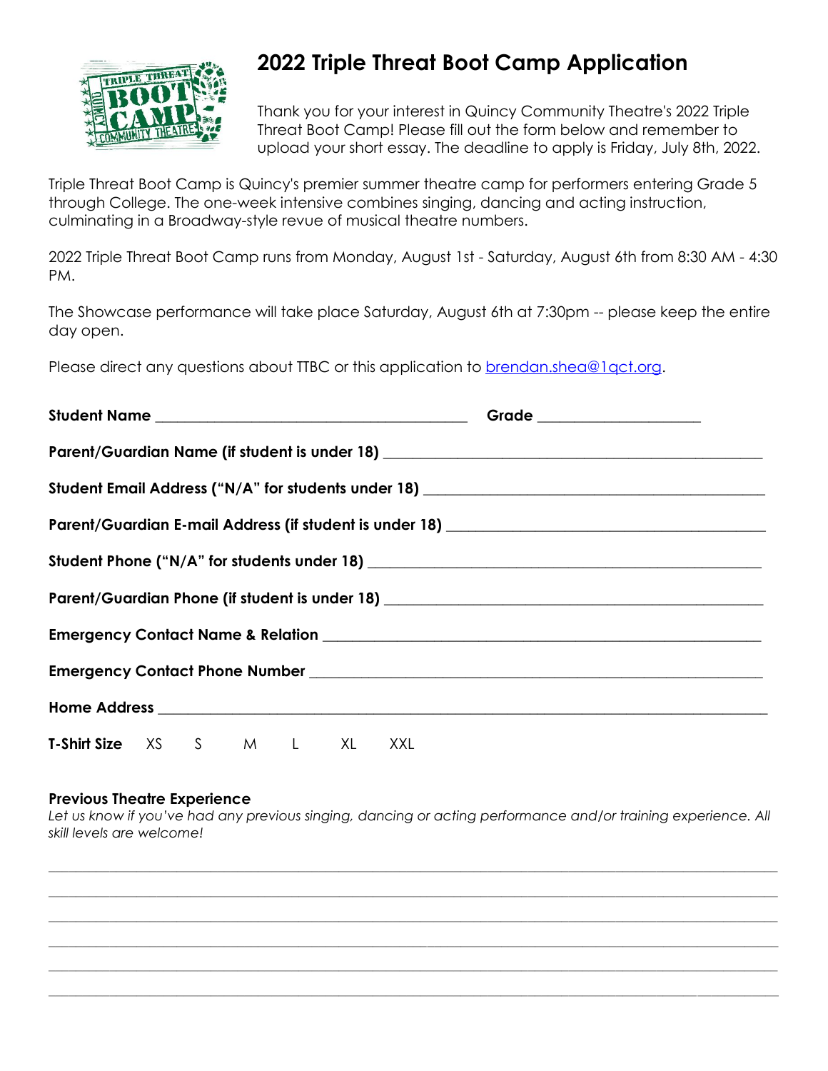# 2022 Triple Threat Boot Camp Application

Thank you for your interest in Quincy Community Theatre's 2022 Triple Threat Boot Camp! Please fill out the form below and remember to upload your short essay. The deadline to apply is Friday, July 8th, 2022.

Triple Threat Boot Camp is Quincy's premier summer theatre camp for performers entering Grade 5 through College. The one-week intensive combines singing, dancing and acting instruction, culminating in a Broadway-style revue of musical theatre numbers.

2022 Triple Threat Boot Camp runs from Monday, August 1st - Saturday, August 6th from 8:30 AM - 4:30 PM.

The Showcase performance will take place Saturday, August 6th at 7:30pm -- please keep the entire day open.

Please direct any questions about TTBC or this application to brendan.shea@1qct.org.

**Student Name** ________________________________________ **Grade** ____________________

**Parent/Guardian Name (if student is under 18)** ________________________________________________

**Student Email Address ("N/A" for students under 18)** __________________________________________

**Parent/Guardian E-mail Address (if student is under 18)** _______________________________________

**Student Phone ("N/A" for students under 18)** _________________________________________________

**Parent/Guardian Phone (if student is under 18)** _______________________________________________

**Emergency Contact Name & Relation** __________________________________________________________

**Emergency Contact Phone Number** ____________________________________________________________

**Home Address** _____________________________________________________________________________

**T-Shirt Size** XS S M L XL XXL

**Previous Theatre Experience**

*Let us know if you've had any previous singing, dancing or acting performance and/or training experience. All skill levels are welcome!*

_____________________________________________________________________________________________

_____________________________________________________________________________________________

_____________________________________________________________________________________________

_____________________________________________________________________________________________

_____________________________________________________________________________________________

_____________________________________________________________________________________________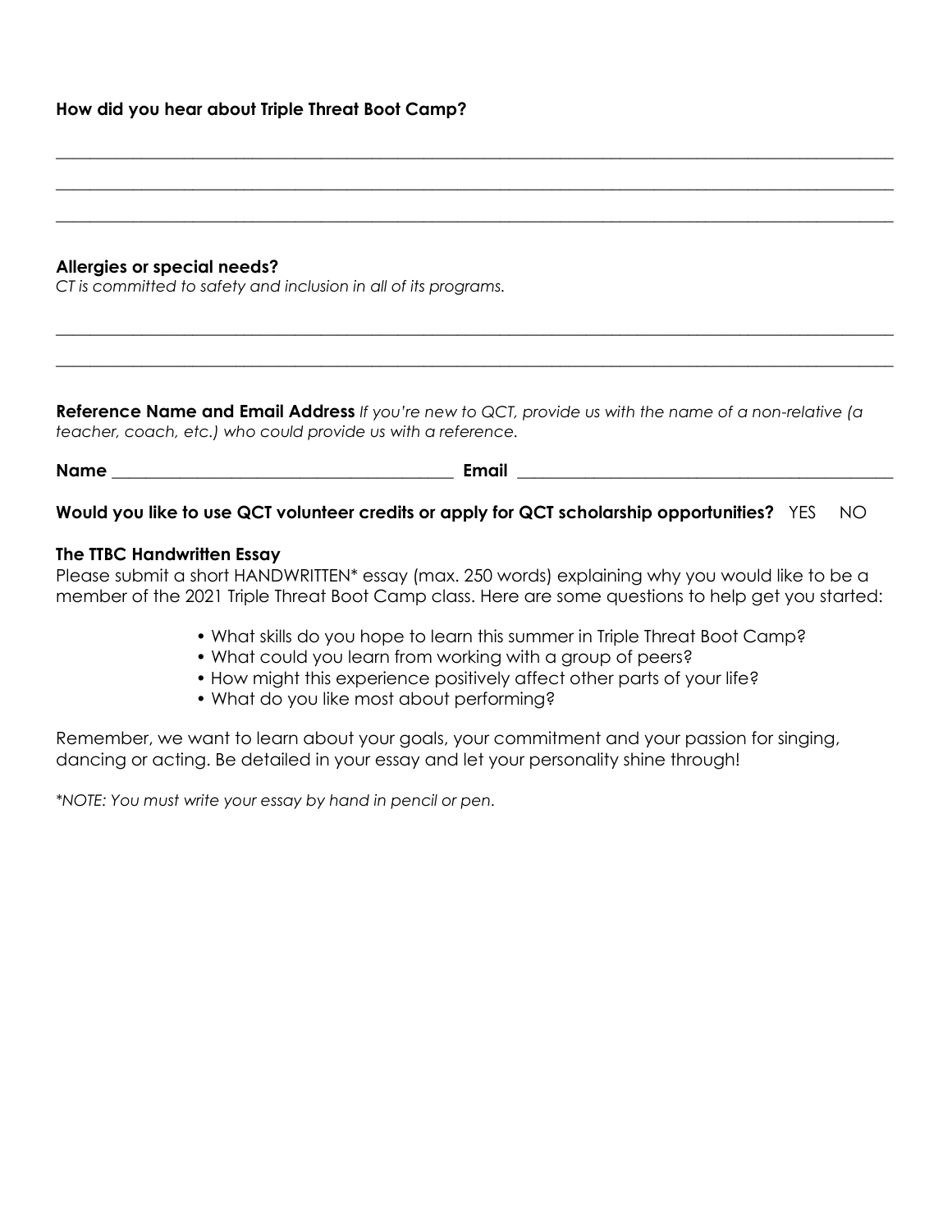**How did you hear about Triple Threat Boot Camp?**

\_\_\_\_\_\_\_\_\_\_\_\_\_\_\_\_\_\_\_\_\_\_\_\_\_\_\_\_\_\_\_\_\_\_\_\_\_\_\_\_\_\_\_\_\_\_\_\_\_\_\_\_\_\_\_\_\_\_\_\_\_\_\_\_\_\_\_\_\_\_\_\_\_\_\_\_\_\_

\_\_\_\_\_\_\_\_\_\_\_\_\_\_\_\_\_\_\_\_\_\_\_\_\_\_\_\_\_\_\_\_\_\_\_\_\_\_\_\_\_\_\_\_\_\_\_\_\_\_\_\_\_\_\_\_\_\_\_\_\_\_\_\_\_\_\_\_\_\_\_\_\_\_\_\_\_\_

\_\_\_\_\_\_\_\_\_\_\_\_\_\_\_\_\_\_\_\_\_\_\_\_\_\_\_\_\_\_\_\_\_\_\_\_\_\_\_\_\_\_\_\_\_\_\_\_\_\_\_\_\_\_\_\_\_\_\_\_\_\_\_\_\_\_\_\_\_\_\_\_\_\_\_\_\_\_

**Allergies or special needs?**
*CT is committed to safety and inclusion in all of its programs.*

\_\_\_\_\_\_\_\_\_\_\_\_\_\_\_\_\_\_\_\_\_\_\_\_\_\_\_\_\_\_\_\_\_\_\_\_\_\_\_\_\_\_\_\_\_\_\_\_\_\_\_\_\_\_\_\_\_\_\_\_\_\_\_\_\_\_\_\_\_\_\_\_\_\_\_\_\_\_

\_\_\_\_\_\_\_\_\_\_\_\_\_\_\_\_\_\_\_\_\_\_\_\_\_\_\_\_\_\_\_\_\_\_\_\_\_\_\_\_\_\_\_\_\_\_\_\_\_\_\_\_\_\_\_\_\_\_\_\_\_\_\_\_\_\_\_\_\_\_\_\_\_\_\_\_\_\_

**Reference Name and Email Address** *If you're new to QCT, provide us with the name of a non-relative (a teacher, coach, etc.) who could provide us with a reference.*

**Name** \_\_\_\_\_\_\_\_\_\_\_\_\_\_\_\_\_\_\_\_\_\_\_\_\_\_\_\_\_\_\_\_\_\_\_\_ **Email** \_\_\_\_\_\_\_\_\_\_\_\_\_\_\_\_\_\_\_\_\_\_\_\_\_\_\_\_\_\_\_\_\_\_\_\_\_\_\_\_

**Would you like to use QCT volunteer credits or apply for QCT scholarship opportunities?** YES NO

**The TTBC Handwritten Essay**

Please submit a short HANDWRITTEN* essay (max. 250 words) explaining why you would like to be a member of the 2021 Triple Threat Boot Camp class. Here are some questions to help get you started:

- What skills do you hope to learn this summer in Triple Threat Boot Camp?
- What could you learn from working with a group of peers?
- How might this experience positively affect other parts of your life?
- What do you like most about performing?

Remember, we want to learn about your goals, your commitment and your passion for singing, dancing or acting. Be detailed in your essay and let your personality shine through!

*\*NOTE: You must write your essay by hand in pencil or pen.*